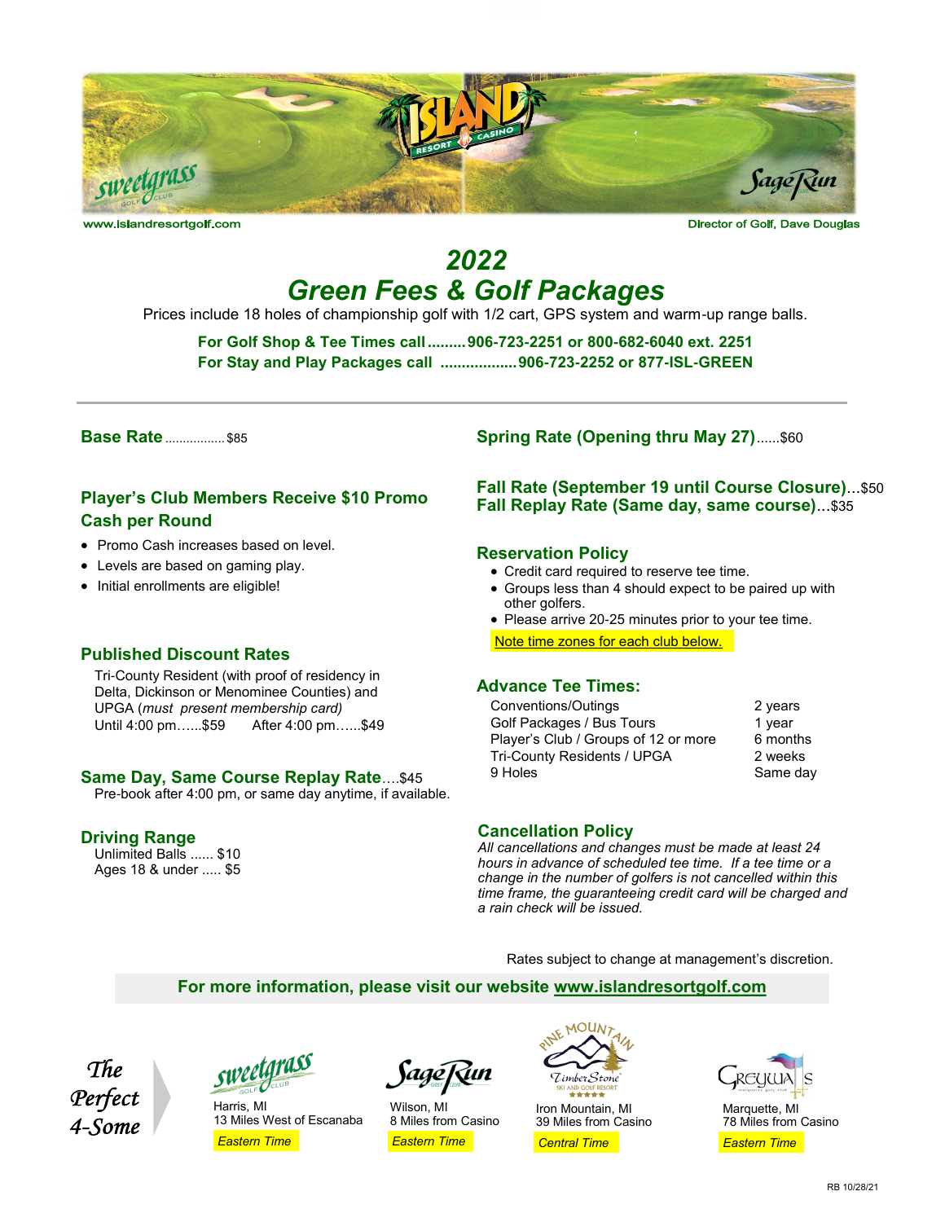www.islandresortgolf.com

Director of Golf, Dave Douglas

# 2022
# Green Fees & Golf Packages

Prices include 18 holes of championship golf with 1/2 cart, GPS system and warm-up range balls.

**For Golf Shop & Tee Times call .........906-723-2251 or 800-682-6040 ext. 2251**
**For Stay and Play Packages call ..................906-723-2252 or 877-ISL-GREEN**

---

**Base Rate** ................. $85

### Player's Club Members Receive $10 Promo Cash per Round

- Promo Cash increases based on level.
- Levels are based on gaming play.
- Initial enrollments are eligible!

### Published Discount Rates

Tri-County Resident (with proof of residency in Delta, Dickinson or Menominee Counties) and UPGA (*must present membership card)*
Until 4:00 pm......$59    After 4:00 pm......$49

**Same Day, Same Course Replay Rate**....$45
Pre-book after 4:00 pm, or same day anytime, if available.

### Driving Range

Unlimited Balls ...... $10
Ages 18 & under ..... $5

**Spring Rate (Opening thru May 27)**......$60

**Fall Rate (September 19 until Course Closure)**...$50
**Fall Replay Rate (Same day, same course)**...$35

### Reservation Policy

- Credit card required to reserve tee time.
- Groups less than 4 should expect to be paired up with other golfers.
- Please arrive 20-25 minutes prior to your tee time.

Note time zones for each club below.

### Advance Tee Times:

| | |
|---|---|
| Conventions/Outings | 2 years |
| Golf Packages / Bus Tours | 1 year |
| Player's Club / Groups of 12 or more | 6 months |
| Tri-County Residents / UPGA | 2 weeks |
| 9 Holes | Same day |

### Cancellation Policy

*All cancellations and changes must be made at least 24 hours in advance of scheduled tee time. If a tee time or a change in the number of golfers is not cancelled within this time frame, the guaranteeing credit card will be charged and a rain check will be issued.*

Rates subject to change at management's discretion.

**For more information, please visit our website www.islandresortgolf.com**

*The Perfect 4-Some*

Sweetgrass Golf Club
Harris, MI
13 Miles West of Escanaba
*Eastern Time*

Sage Run Golf Club
Wilson, MI
8 Miles from Casino
*Eastern Time*

Pine Mountain / TimberStone Ski and Golf Resort
Iron Mountain, MI
39 Miles from Casino
*Central Time*

Greywalls
Marquette, MI
78 Miles from Casino
*Eastern Time*

RB 10/28/21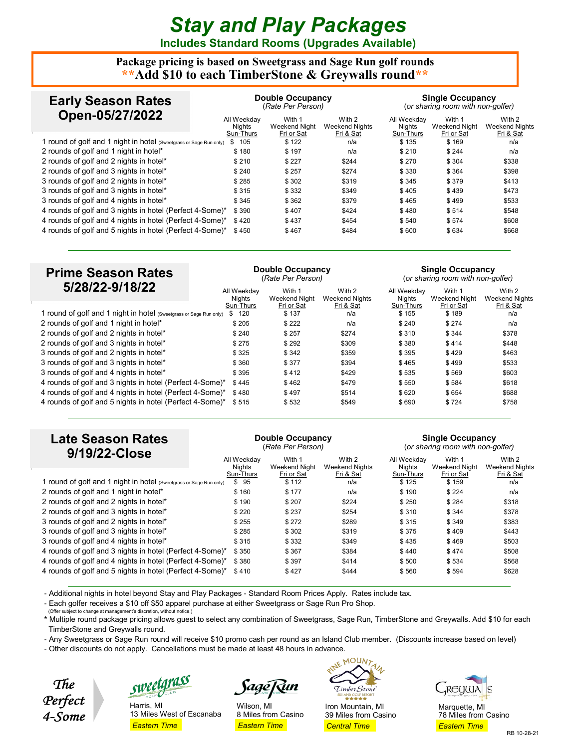# Stay and Play Packages

**Includes Standard Rooms (Upgrades Available)**

**Package pricing is based on Sweetgrass and Sage Run golf rounds**
****Add $10 to each TimberStone & Greywalls round****

## Early Season Rates Open-05/27/2022

| | Double Occupancy (Rate Per Person) | | | Single Occupancy (or sharing room with non-golfer) | | |
|---|---|---|---|---|---|---|
| | All Weekday Nights Sun-Thurs | With 1 Weekend Night Fri or Sat | With 2 Weekend Nights Fri & Sat | All Weekday Nights Sun-Thurs | With 1 Weekend Night Fri or Sat | With 2 Weekend Nights Fri & Sat |
| 1 round of golf and 1 night in hotel (Sweetgrass or Sage Run only) | $ 105 | $ 122 | n/a | $ 135 | $ 169 | n/a |
| 2 rounds of golf and 1 night in hotel* | $ 180 | $ 197 | n/a | $ 210 | $ 244 | n/a |
| 2 rounds of golf and 2 nights in hotel* | $ 210 | $ 227 | $244 | $ 270 | $ 304 | $338 |
| 2 rounds of golf and 3 nights in hotel* | $ 240 | $ 257 | $274 | $ 330 | $ 364 | $398 |
| 3 rounds of golf and 2 nights in hotel* | $ 285 | $ 302 | $319 | $ 345 | $ 379 | $413 |
| 3 rounds of golf and 3 nights in hotel* | $ 315 | $ 332 | $349 | $ 405 | $ 439 | $473 |
| 3 rounds of golf and 4 nights in hotel* | $ 345 | $ 362 | $379 | $ 465 | $ 499 | $533 |
| 4 rounds of golf and 3 nights in hotel (Perfect 4-Some)* | $ 390 | $ 407 | $424 | $ 480 | $ 514 | $548 |
| 4 rounds of golf and 4 nights in hotel (Perfect 4-Some)* | $ 420 | $ 437 | $454 | $ 540 | $ 574 | $608 |
| 4 rounds of golf and 5 nights in hotel (Perfect 4-Some)* | $ 450 | $ 467 | $484 | $ 600 | $ 634 | $668 |

## Prime Season Rates 5/28/22-9/18/22

| | Double Occupancy (Rate Per Person) | | | Single Occupancy (or sharing room with non-golfer) | | |
|---|---|---|---|---|---|---|
| | All Weekday Nights Sun-Thurs | With 1 Weekend Night Fri or Sat | With 2 Weekend Nights Fri & Sat | All Weekday Nights Sun-Thurs | With 1 Weekend Night Fri or Sat | With 2 Weekend Nights Fri & Sat |
| 1 round of golf and 1 night in hotel (Sweetgrass or Sage Run only) | $ 120 | $ 137 | n/a | $ 155 | $ 189 | n/a |
| 2 rounds of golf and 1 night in hotel* | $ 205 | $ 222 | n/a | $ 240 | $ 274 | n/a |
| 2 rounds of golf and 2 nights in hotel* | $ 240 | $ 257 | $274 | $ 310 | $ 344 | $378 |
| 2 rounds of golf and 3 nights in hotel* | $ 275 | $ 292 | $309 | $ 380 | $ 414 | $448 |
| 3 rounds of golf and 2 nights in hotel* | $ 325 | $ 342 | $359 | $ 395 | $ 429 | $463 |
| 3 rounds of golf and 3 nights in hotel* | $ 360 | $ 377 | $394 | $ 465 | $ 499 | $533 |
| 3 rounds of golf and 4 nights in hotel* | $ 395 | $ 412 | $429 | $ 535 | $ 569 | $603 |
| 4 rounds of golf and 3 nights in hotel (Perfect 4-Some)* | $ 445 | $ 462 | $479 | $ 550 | $ 584 | $618 |
| 4 rounds of golf and 4 nights in hotel (Perfect 4-Some)* | $ 480 | $ 497 | $514 | $ 620 | $ 654 | $688 |
| 4 rounds of golf and 5 nights in hotel (Perfect 4-Some)* | $ 515 | $ 532 | $549 | $ 690 | $ 724 | $758 |

## Late Season Rates 9/19/22-Close

| | Double Occupancy (Rate Per Person) | | | Single Occupancy (or sharing room with non-golfer) | | |
|---|---|---|---|---|---|---|
| | All Weekday Nights Sun-Thurs | With 1 Weekend Night Fri or Sat | With 2 Weekend Nights Fri & Sat | All Weekday Nights Sun-Thurs | With 1 Weekend Night Fri or Sat | With 2 Weekend Nights Fri & Sat |
| 1 round of golf and 1 night in hotel (Sweetgrass or Sage Run only) | $ 95 | $ 112 | n/a | $ 125 | $ 159 | n/a |
| 2 rounds of golf and 1 night in hotel* | $ 160 | $ 177 | n/a | $ 190 | $ 224 | n/a |
| 2 rounds of golf and 2 nights in hotel* | $ 190 | $ 207 | $224 | $ 250 | $ 284 | $318 |
| 2 rounds of golf and 3 nights in hotel* | $ 220 | $ 237 | $254 | $ 310 | $ 344 | $378 |
| 3 rounds of golf and 2 nights in hotel* | $ 255 | $ 272 | $289 | $ 315 | $ 349 | $383 |
| 3 rounds of golf and 3 nights in hotel* | $ 285 | $ 302 | $319 | $ 375 | $ 409 | $443 |
| 3 rounds of golf and 4 nights in hotel* | $ 315 | $ 332 | $349 | $ 435 | $ 469 | $503 |
| 4 rounds of golf and 3 nights in hotel (Perfect 4-Some)* | $ 350 | $ 367 | $384 | $ 440 | $ 474 | $508 |
| 4 rounds of golf and 4 nights in hotel (Perfect 4-Some)* | $ 380 | $ 397 | $414 | $ 500 | $ 534 | $568 |
| 4 rounds of golf and 5 nights in hotel (Perfect 4-Some)* | $ 410 | $ 427 | $444 | $ 560 | $ 594 | $628 |

- Additional nights in hotel beyond Stay and Play Packages - Standard Room Prices Apply. Rates include tax.
- Each golfer receives a $10 off $50 apparel purchase at either Sweetgrass or Sage Run Pro Shop.
  (Offer subject to change at management's discretion, without notice.)

\* Multiple round package pricing allows guest to select any combination of Sweetgrass, Sage Run, TimberStone and Greywalls. Add $10 for each TimberStone and Greywalls round.

- Any Sweetgrass or Sage Run round will receive $10 promo cash per round as an Island Club member. (Discounts increase based on level)
- Other discounts do not apply. Cancellations must be made at least 48 hours in advance.

*The Perfect 4-Some*

**Sweetgrass Golf Club**
Harris, MI
13 Miles West of Escanaba
Eastern Time

**Sage Run Golf Club**
Wilson, MI
8 Miles from Casino
Eastern Time

**Pine Mountain – TimberStone Ski and Golf Resort**
Iron Mountain, MI
39 Miles from Casino
Central Time

**Greywalls**
Marquette, MI
78 Miles from Casino
Eastern Time

RB 10-28-21